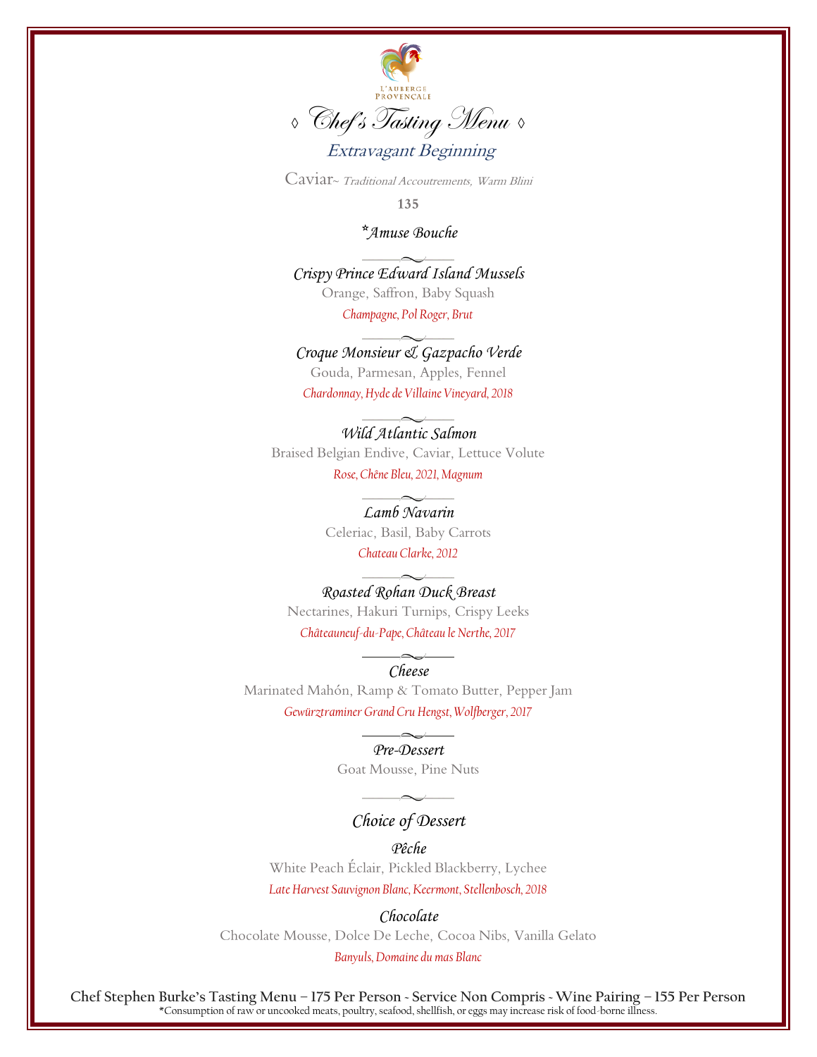L'AUBERGE PROVENÇALE

# ◊ Chef's Tasting Menu ◊

## Extravagant Beginning

Caviar~ *Traditional Accoutrements, Warm Blini*

**135**

### *Amuse Bouche

---

### Crispy Prince Edward Island Mussels

Orange, Saffron, Baby Squash

*Champagne, Pol Roger, Brut*

---

### Croque Monsieur & Gazpacho Verde

Gouda, Parmesan, Apples, Fennel

*Chardonnay, Hyde de Villaine Vineyard, 2018*

---

### Wild Atlantic Salmon

Braised Belgian Endive, Caviar, Lettuce Volute

*Rose, Chêne Bleu, 2021, Magnum*

---

### Lamb Navarin

Celeriac, Basil, Baby Carrots

*Chateau Clarke, 2012*

---

### Roasted Rohan Duck Breast

Nectarines, Hakuri Turnips, Crispy Leeks

*Châteauneuf-du-Pape, Château le Nerthe, 2017*

---

### Cheese

Marinated Mahón, Ramp & Tomato Butter, Pepper Jam

*Gewürztraminer Grand Cru Hengst, Wolfberger, 2017*

---

### Pre-Dessert

Goat Mousse, Pine Nuts

---

### Choice of Dessert

#### Pêche

White Peach Éclair, Pickled Blackberry, Lychee

*Late Harvest Sauvignon Blanc, Keermont, Stellenbosch, 2018*

#### Chocolate

Chocolate Mousse, Dolce De Leche, Cocoa Nibs, Vanilla Gelato

*Banyuls, Domaine du mas Blanc*

**Chef Stephen Burke's Tasting Menu – 175 Per Person ~ Service Non Compris ~ Wine Pairing – 155 Per Person**

*Consumption of raw or uncooked meats, poultry, seafood, shellfish, or eggs may increase risk of food-borne illness.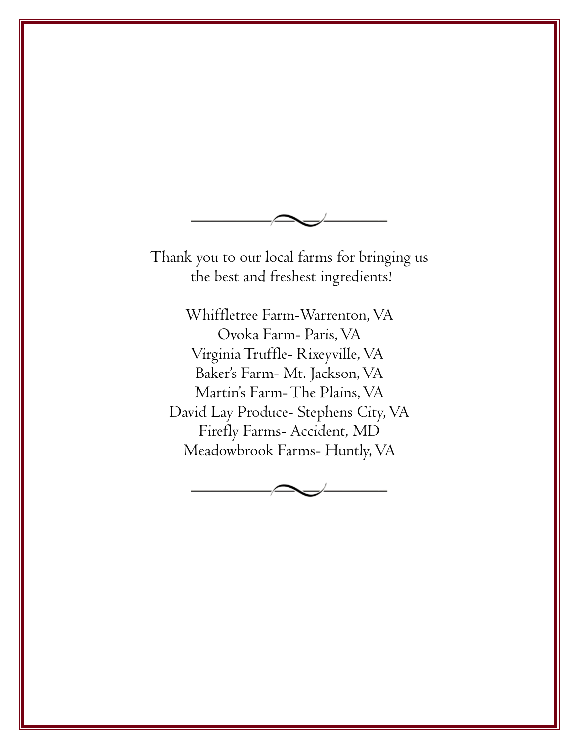Thank you to our local farms for bringing us
the best and freshest ingredients!

Whiffletree Farm-Warrenton, VA
Ovoka Farm- Paris, VA
Virginia Truffle- Rixeyville, VA
Baker's Farm- Mt. Jackson, VA
Martin's Farm- The Plains, VA
David Lay Produce- Stephens City, VA
Firefly Farms- Accident, MD
Meadowbrook Farms- Huntly, VA